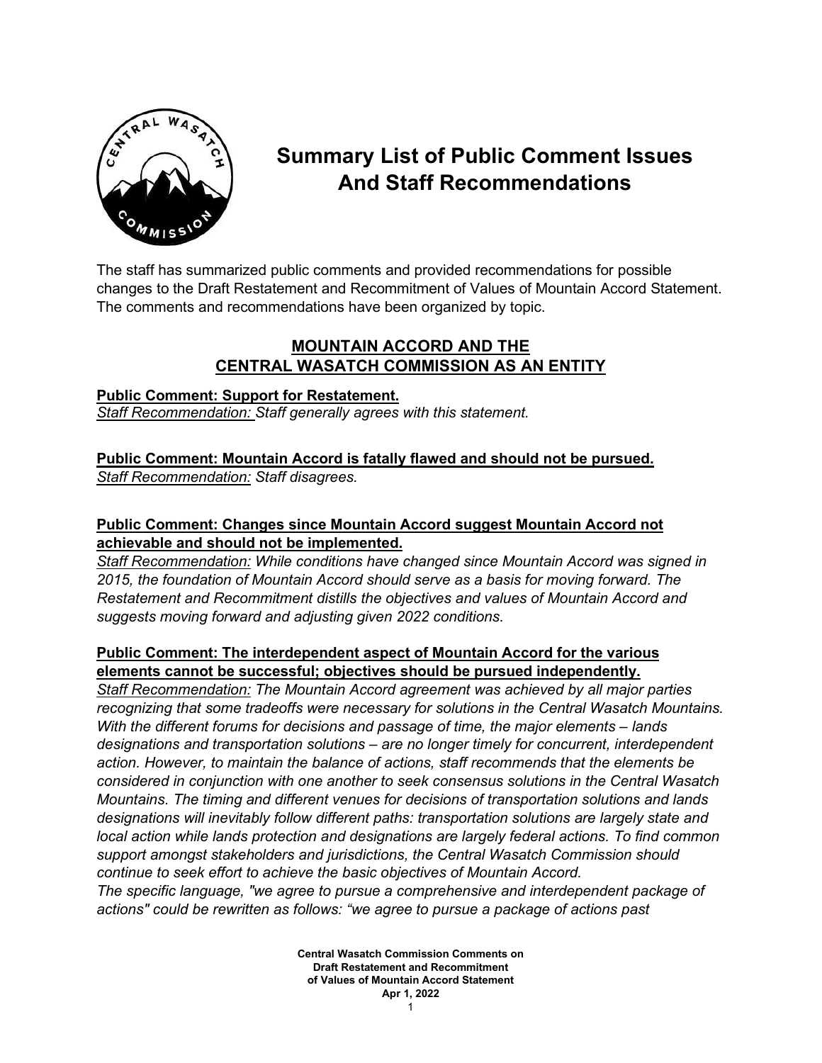# Summary List of Public Comment Issues And Staff Recommendations

The staff has summarized public comments and provided recommendations for possible changes to the Draft Restatement and Recommitment of Values of Mountain Accord Statement. The comments and recommendations have been organized by topic.

## MOUNTAIN ACCORD AND THE CENTRAL WASATCH COMMISSION AS AN ENTITY

**Public Comment: Support for Restatement.**
*Staff Recommendation: Staff generally agrees with this statement.*

**Public Comment: Mountain Accord is fatally flawed and should not be pursued.**
*Staff Recommendation: Staff disagrees.*

**Public Comment: Changes since Mountain Accord suggest Mountain Accord not achievable and should not be implemented.**
*Staff Recommendation: While conditions have changed since Mountain Accord was signed in 2015, the foundation of Mountain Accord should serve as a basis for moving forward. The Restatement and Recommitment distills the objectives and values of Mountain Accord and suggests moving forward and adjusting given 2022 conditions.*

**Public Comment: The interdependent aspect of Mountain Accord for the various elements cannot be successful; objectives should be pursued independently.**
*Staff Recommendation: The Mountain Accord agreement was achieved by all major parties recognizing that some tradeoffs were necessary for solutions in the Central Wasatch Mountains. With the different forums for decisions and passage of time, the major elements – lands designations and transportation solutions – are no longer timely for concurrent, interdependent action. However, to maintain the balance of actions, staff recommends that the elements be considered in conjunction with one another to seek consensus solutions in the Central Wasatch Mountains. The timing and different venues for decisions of transportation solutions and lands designations will inevitably follow different paths: transportation solutions are largely state and local action while lands protection and designations are largely federal actions. To find common support amongst stakeholders and jurisdictions, the Central Wasatch Commission should continue to seek effort to achieve the basic objectives of Mountain Accord.*
*The specific language, "we agree to pursue a comprehensive and interdependent package of actions" could be rewritten as follows: "we agree to pursue a package of actions past*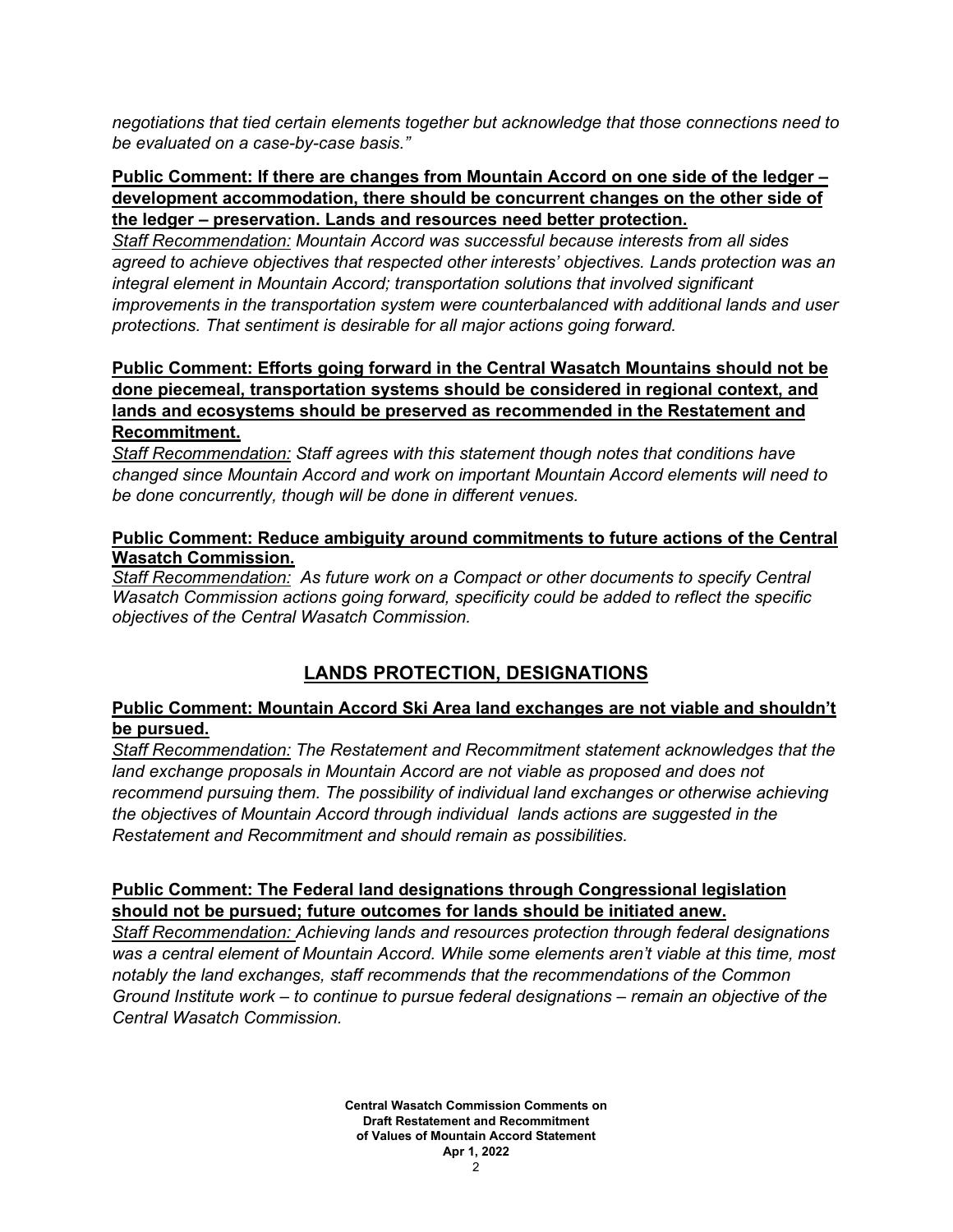*negotiations that tied certain elements together but acknowledge that those connections need to be evaluated on a case-by-case basis."*

**Public Comment: If there are changes from Mountain Accord on one side of the ledger – development accommodation, there should be concurrent changes on the other side of the ledger – preservation. Lands and resources need better protection.**

*Staff Recommendation: Mountain Accord was successful because interests from all sides agreed to achieve objectives that respected other interests' objectives. Lands protection was an integral element in Mountain Accord; transportation solutions that involved significant improvements in the transportation system were counterbalanced with additional lands and user protections. That sentiment is desirable for all major actions going forward.*

**Public Comment: Efforts going forward in the Central Wasatch Mountains should not be done piecemeal, transportation systems should be considered in regional context, and lands and ecosystems should be preserved as recommended in the Restatement and Recommitment.**

*Staff Recommendation: Staff agrees with this statement though notes that conditions have changed since Mountain Accord and work on important Mountain Accord elements will need to be done concurrently, though will be done in different venues.*

**Public Comment: Reduce ambiguity around commitments to future actions of the Central Wasatch Commission.**

*Staff Recommendation: As future work on a Compact or other documents to specify Central Wasatch Commission actions going forward, specificity could be added to reflect the specific objectives of the Central Wasatch Commission.*

## LANDS PROTECTION, DESIGNATIONS

**Public Comment: Mountain Accord Ski Area land exchanges are not viable and shouldn't be pursued.**

*Staff Recommendation: The Restatement and Recommitment statement acknowledges that the land exchange proposals in Mountain Accord are not viable as proposed and does not recommend pursuing them. The possibility of individual land exchanges or otherwise achieving the objectives of Mountain Accord through individual lands actions are suggested in the Restatement and Recommitment and should remain as possibilities.*

**Public Comment: The Federal land designations through Congressional legislation should not be pursued; future outcomes for lands should be initiated anew.**

*Staff Recommendation: Achieving lands and resources protection through federal designations was a central element of Mountain Accord. While some elements aren't viable at this time, most notably the land exchanges, staff recommends that the recommendations of the Common Ground Institute work – to continue to pursue federal designations – remain an objective of the Central Wasatch Commission.*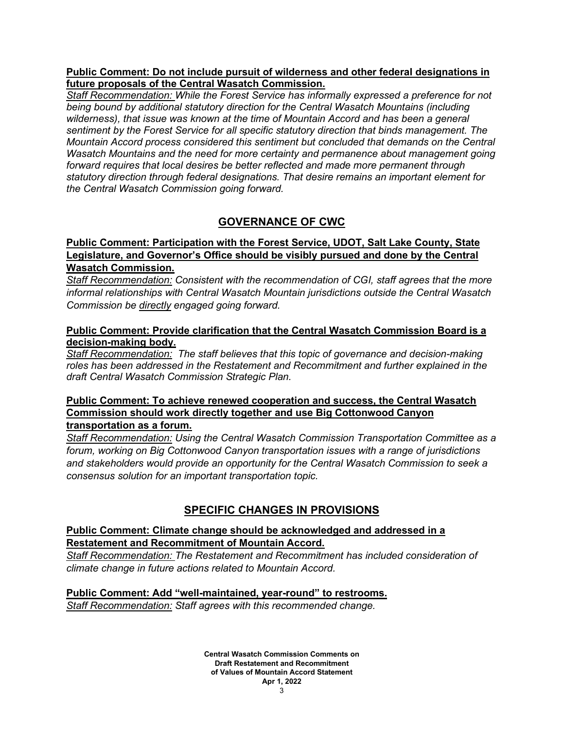**Public Comment: Do not include pursuit of wilderness and other federal designations in future proposals of the Central Wasatch Commission.**

*Staff Recommendation: While the Forest Service has informally expressed a preference for not being bound by additional statutory direction for the Central Wasatch Mountains (including wilderness), that issue was known at the time of Mountain Accord and has been a general sentiment by the Forest Service for all specific statutory direction that binds management. The Mountain Accord process considered this sentiment but concluded that demands on the Central Wasatch Mountains and the need for more certainty and permanence about management going forward requires that local desires be better reflected and made more permanent through statutory direction through federal designations. That desire remains an important element for the Central Wasatch Commission going forward.*

## GOVERNANCE OF CWC

**Public Comment: Participation with the Forest Service, UDOT, Salt Lake County, State Legislature, and Governor's Office should be visibly pursued and done by the Central Wasatch Commission.**

*Staff Recommendation: Consistent with the recommendation of CGI, staff agrees that the more informal relationships with Central Wasatch Mountain jurisdictions outside the Central Wasatch Commission be directly engaged going forward.*

**Public Comment: Provide clarification that the Central Wasatch Commission Board is a decision-making body.**

*Staff Recommendation: The staff believes that this topic of governance and decision-making roles has been addressed in the Restatement and Recommitment and further explained in the draft Central Wasatch Commission Strategic Plan.*

**Public Comment: To achieve renewed cooperation and success, the Central Wasatch Commission should work directly together and use Big Cottonwood Canyon transportation as a forum.**

*Staff Recommendation: Using the Central Wasatch Commission Transportation Committee as a forum, working on Big Cottonwood Canyon transportation issues with a range of jurisdictions and stakeholders would provide an opportunity for the Central Wasatch Commission to seek a consensus solution for an important transportation topic.*

## SPECIFIC CHANGES IN PROVISIONS

**Public Comment: Climate change should be acknowledged and addressed in a Restatement and Recommitment of Mountain Accord.**

*Staff Recommendation: The Restatement and Recommitment has included consideration of climate change in future actions related to Mountain Accord.*

**Public Comment: Add "well-maintained, year-round" to restrooms.**

*Staff Recommendation: Staff agrees with this recommended change.*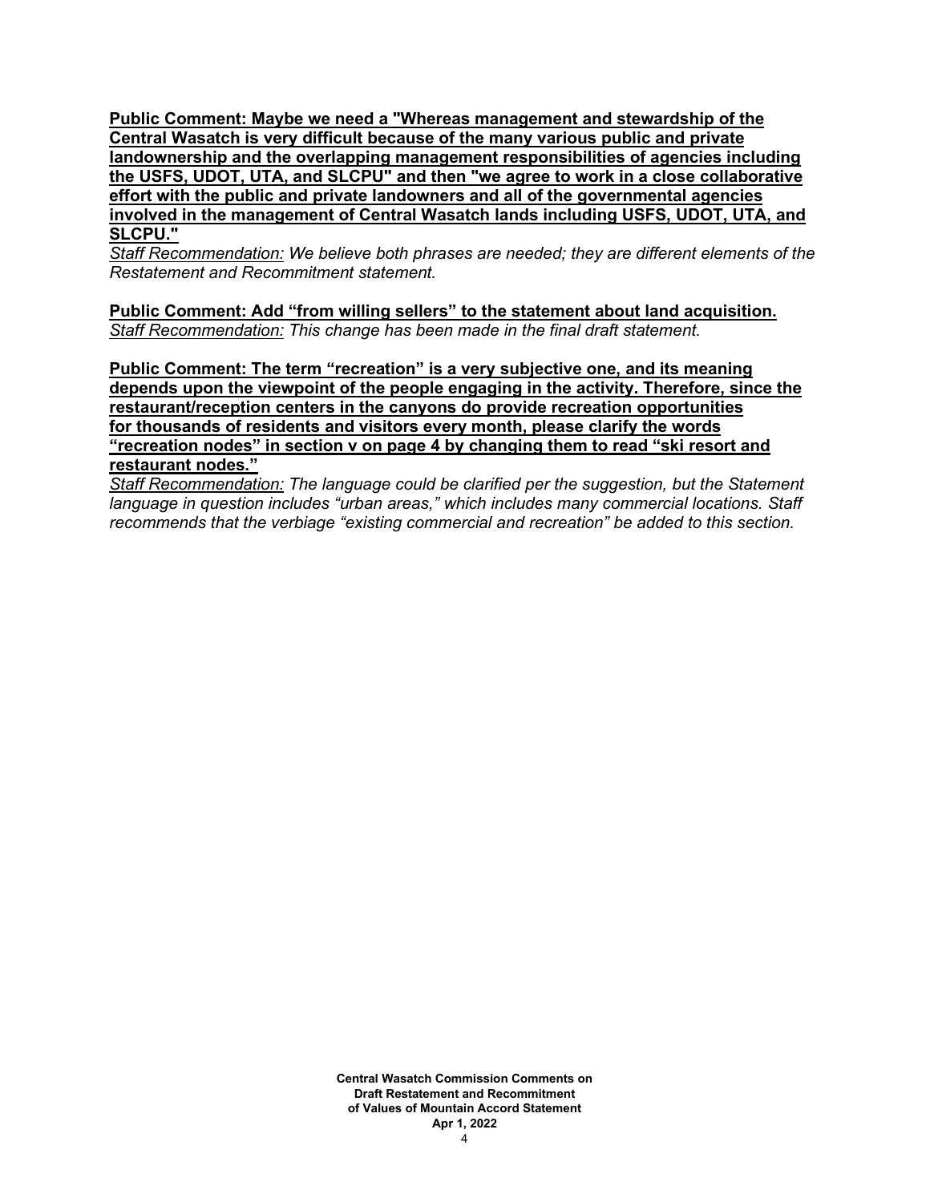**Public Comment: Maybe we need a "Whereas management and stewardship of the Central Wasatch is very difficult because of the many various public and private landownership and the overlapping management responsibilities of agencies including the USFS, UDOT, UTA, and SLCPU" and then "we agree to work in a close collaborative effort with the public and private landowners and all of the governmental agencies involved in the management of Central Wasatch lands including USFS, UDOT, UTA, and SLCPU."**

*Staff Recommendation: We believe both phrases are needed; they are different elements of the Restatement and Recommitment statement.*

**Public Comment: Add "from willing sellers" to the statement about land acquisition.**

*Staff Recommendation: This change has been made in the final draft statement.*

**Public Comment: The term "recreation" is a very subjective one, and its meaning depends upon the viewpoint of the people engaging in the activity. Therefore, since the restaurant/reception centers in the canyons do provide recreation opportunities for thousands of residents and visitors every month, please clarify the words "recreation nodes" in section v on page 4 by changing them to read "ski resort and restaurant nodes."**

*Staff Recommendation: The language could be clarified per the suggestion, but the Statement language in question includes "urban areas," which includes many commercial locations. Staff recommends that the verbiage "existing commercial and recreation" be added to this section.*